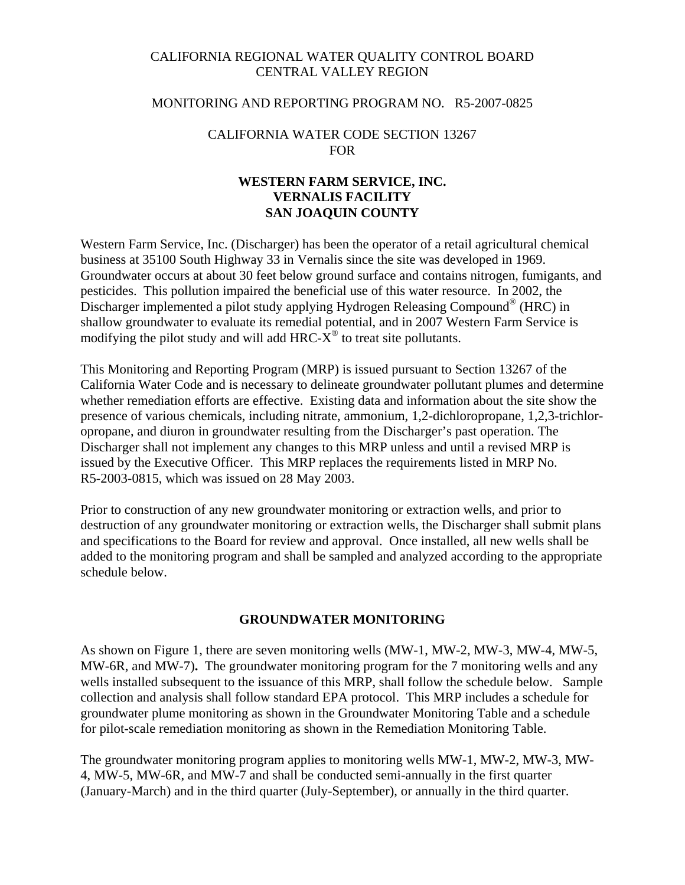CALIFORNIA REGIONAL WATER QUALITY CONTROL BOARD
CENTRAL VALLEY REGION

MONITORING AND REPORTING PROGRAM NO. R5-2007-0825

CALIFORNIA WATER CODE SECTION 13267
FOR

**WESTERN FARM SERVICE, INC.**
**VERNALIS FACILITY**
**SAN JOAQUIN COUNTY**

Western Farm Service, Inc. (Discharger) has been the operator of a retail agricultural chemical business at 35100 South Highway 33 in Vernalis since the site was developed in 1969. Groundwater occurs at about 30 feet below ground surface and contains nitrogen, fumigants, and pesticides. This pollution impaired the beneficial use of this water resource. In 2002, the Discharger implemented a pilot study applying Hydrogen Releasing Compound® (HRC) in shallow groundwater to evaluate its remedial potential, and in 2007 Western Farm Service is modifying the pilot study and will add HRC-X® to treat site pollutants.

This Monitoring and Reporting Program (MRP) is issued pursuant to Section 13267 of the California Water Code and is necessary to delineate groundwater pollutant plumes and determine whether remediation efforts are effective. Existing data and information about the site show the presence of various chemicals, including nitrate, ammonium, 1,2-dichloropropane, 1,2,3-trichloropropane, and diuron in groundwater resulting from the Discharger's past operation. The Discharger shall not implement any changes to this MRP unless and until a revised MRP is issued by the Executive Officer. This MRP replaces the requirements listed in MRP No. R5-2003-0815, which was issued on 28 May 2003.

Prior to construction of any new groundwater monitoring or extraction wells, and prior to destruction of any groundwater monitoring or extraction wells, the Discharger shall submit plans and specifications to the Board for review and approval. Once installed, all new wells shall be added to the monitoring program and shall be sampled and analyzed according to the appropriate schedule below.

## GROUNDWATER MONITORING

As shown on Figure 1, there are seven monitoring wells (MW-1, MW-2, MW-3, MW-4, MW-5, MW-6R, and MW-7)**.** The groundwater monitoring program for the 7 monitoring wells and any wells installed subsequent to the issuance of this MRP, shall follow the schedule below. Sample collection and analysis shall follow standard EPA protocol. This MRP includes a schedule for groundwater plume monitoring as shown in the Groundwater Monitoring Table and a schedule for pilot-scale remediation monitoring as shown in the Remediation Monitoring Table.

The groundwater monitoring program applies to monitoring wells MW-1, MW-2, MW-3, MW-4, MW-5, MW-6R, and MW-7 and shall be conducted semi-annually in the first quarter (January-March) and in the third quarter (July-September), or annually in the third quarter.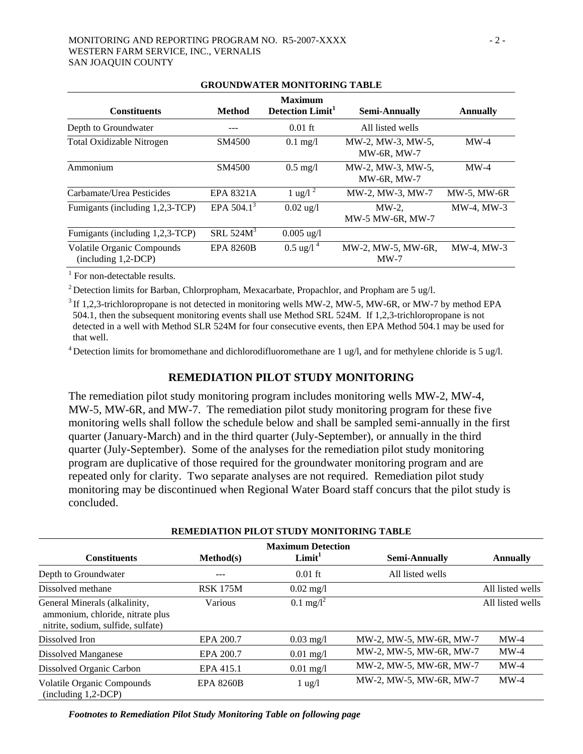**GROUNDWATER MONITORING TABLE**

| Constituents | Method | Maximum Detection Limit[1] | Semi-Annually | Annually |
|---|---|---|---|---|
| Depth to Groundwater | --- | 0.01 ft | All listed wells | |
| Total Oxidizable Nitrogen | SM4500 | 0.1 mg/l | MW-2, MW-3, MW-5, MW-6R, MW-7 | MW-4 |
| Ammonium | SM4500 | 0.5 mg/l | MW-2, MW-3, MW-5, MW-6R, MW-7 | MW-4 |
| Carbamate/Urea Pesticides | EPA 8321A | 1 ug/l [2] | MW-2, MW-3, MW-7 | MW-5, MW-6R |
| Fumigants (including 1,2,3-TCP) | EPA 504.1[3] | 0.02 ug/l | MW-2, MW-5 MW-6R, MW-7 | MW-4, MW-3 |
| Fumigants (including 1,2,3-TCP) | SRL 524M[3] | 0.005 ug/l | | |
| Volatile Organic Compounds (including 1,2-DCP) | EPA 8260B | 0.5 ug/l [4] | MW-2, MW-5, MW-6R, MW-7 | MW-4, MW-3 |

[1] For non-detectable results.

[2] Detection limits for Barban, Chlorpropham, Mexacarbate, Propachlor, and Propham are 5 ug/l.

[3] If 1,2,3-trichloropropane is not detected in monitoring wells MW-2, MW-5, MW-6R, or MW-7 by method EPA 504.1, then the subsequent monitoring events shall use Method SRL 524M. If 1,2,3-trichloropropane is not detected in a well with Method SLR 524M for four consecutive events, then EPA Method 504.1 may be used for that well.

[4] Detection limits for bromomethane and dichlorodifluoromethane are 1 ug/l, and for methylene chloride is 5 ug/l.

## REMEDIATION PILOT STUDY MONITORING

The remediation pilot study monitoring program includes monitoring wells MW-2, MW-4, MW-5, MW-6R, and MW-7. The remediation pilot study monitoring program for these five monitoring wells shall follow the schedule below and shall be sampled semi-annually in the first quarter (January-March) and in the third quarter (July-September), or annually in the third quarter (July-September). Some of the analyses for the remediation pilot study monitoring program are duplicative of those required for the groundwater monitoring program and are repeated only for clarity. Two separate analyses are not required. Remediation pilot study monitoring may be discontinued when Regional Water Board staff concurs that the pilot study is concluded.

**REMEDIATION PILOT STUDY MONITORING TABLE**

| Constituents | Method(s) | Maximum Detection Limit[1] | Semi-Annually | Annually |
|---|---|---|---|---|
| Depth to Groundwater | --- | 0.01 ft | All listed wells | |
| Dissolved methane | RSK 175M | 0.02 mg/l | | All listed wells |
| General Minerals (alkalinity, ammonium, chloride, nitrate plus nitrite, sodium, sulfide, sulfate) | Various | 0.1 mg/l[2] | | All listed wells |
| Dissolved Iron | EPA 200.7 | 0.03 mg/l | MW-2, MW-5, MW-6R, MW-7 | MW-4 |
| Dissolved Manganese | EPA 200.7 | 0.01 mg/l | MW-2, MW-5, MW-6R, MW-7 | MW-4 |
| Dissolved Organic Carbon | EPA 415.1 | 0.01 mg/l | MW-2, MW-5, MW-6R, MW-7 | MW-4 |
| Volatile Organic Compounds (including 1,2-DCP) | EPA 8260B | 1 ug/l | MW-2, MW-5, MW-6R, MW-7 | MW-4 |

*Footnotes to Remediation Pilot Study Monitoring Table on following page*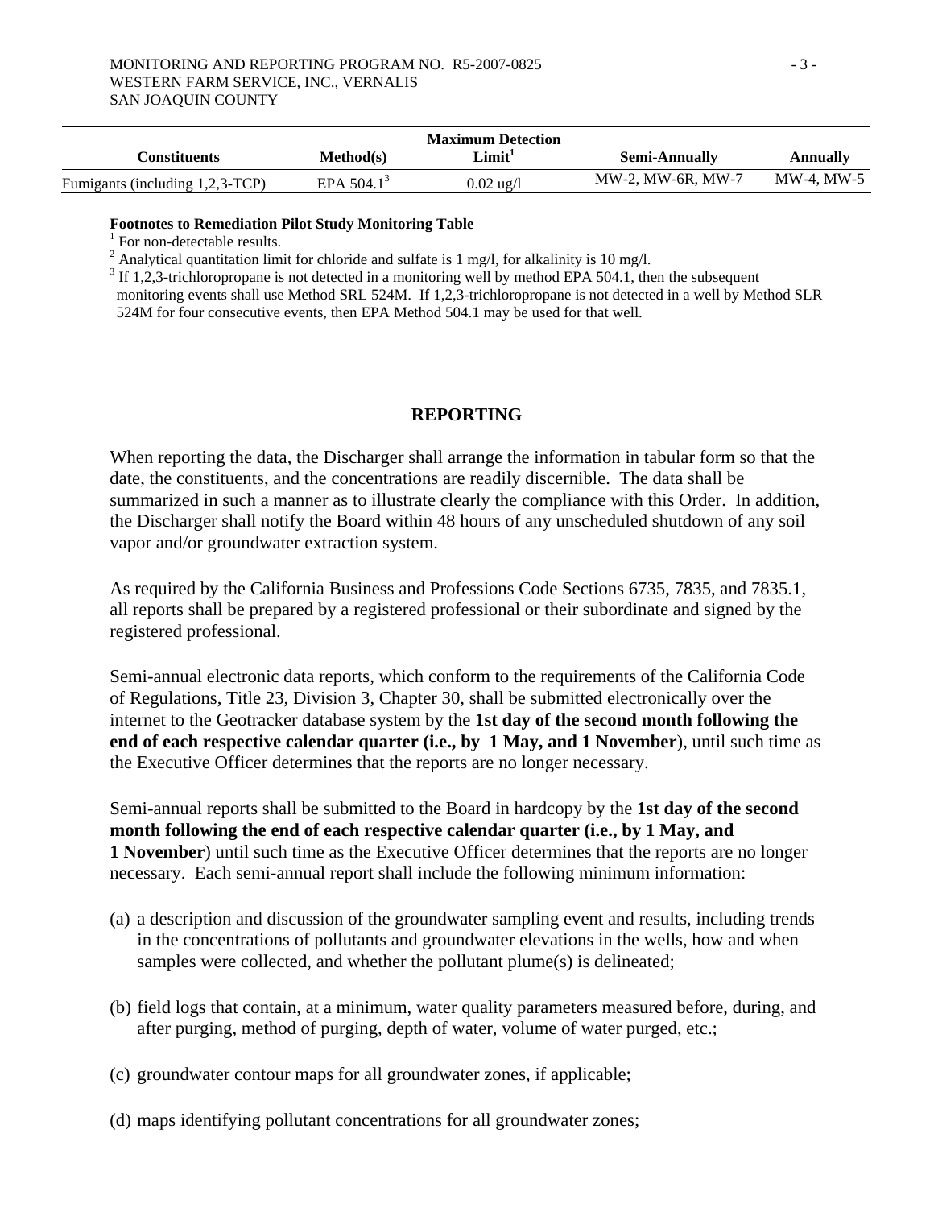| Constituents | Method(s) | Maximum Detection Limit[1] | Semi-Annually | Annually |
|---|---|---|---|---|
| Fumigants (including 1,2,3-TCP) | EPA 504.1[3] | 0.02 ug/l | MW-2, MW-6R, MW-7 | MW-4, MW-5 |

**Footnotes to Remediation Pilot Study Monitoring Table**

[1] For non-detectable results.

[2] Analytical quantitation limit for chloride and sulfate is 1 mg/l, for alkalinity is 10 mg/l.

[3] If 1,2,3-trichloropropane is not detected in a monitoring well by method EPA 504.1, then the subsequent monitoring events shall use Method SRL 524M. If 1,2,3-trichloropropane is not detected in a well by Method SLR 524M for four consecutive events, then EPA Method 504.1 may be used for that well.

## REPORTING

When reporting the data, the Discharger shall arrange the information in tabular form so that the date, the constituents, and the concentrations are readily discernible. The data shall be summarized in such a manner as to illustrate clearly the compliance with this Order. In addition, the Discharger shall notify the Board within 48 hours of any unscheduled shutdown of any soil vapor and/or groundwater extraction system.

As required by the California Business and Professions Code Sections 6735, 7835, and 7835.1, all reports shall be prepared by a registered professional or their subordinate and signed by the registered professional.

Semi-annual electronic data reports, which conform to the requirements of the California Code of Regulations, Title 23, Division 3, Chapter 30, shall be submitted electronically over the internet to the Geotracker database system by the **1st day of the second month following the end of each respective calendar quarter (i.e., by 1 May, and 1 November**), until such time as the Executive Officer determines that the reports are no longer necessary.

Semi-annual reports shall be submitted to the Board in hardcopy by the **1st day of the second month following the end of each respective calendar quarter (i.e., by 1 May, and 1 November**) until such time as the Executive Officer determines that the reports are no longer necessary. Each semi-annual report shall include the following minimum information:

(a) a description and discussion of the groundwater sampling event and results, including trends in the concentrations of pollutants and groundwater elevations in the wells, how and when samples were collected, and whether the pollutant plume(s) is delineated;

(b) field logs that contain, at a minimum, water quality parameters measured before, during, and after purging, method of purging, depth of water, volume of water purged, etc.;

(c) groundwater contour maps for all groundwater zones, if applicable;

(d) maps identifying pollutant concentrations for all groundwater zones;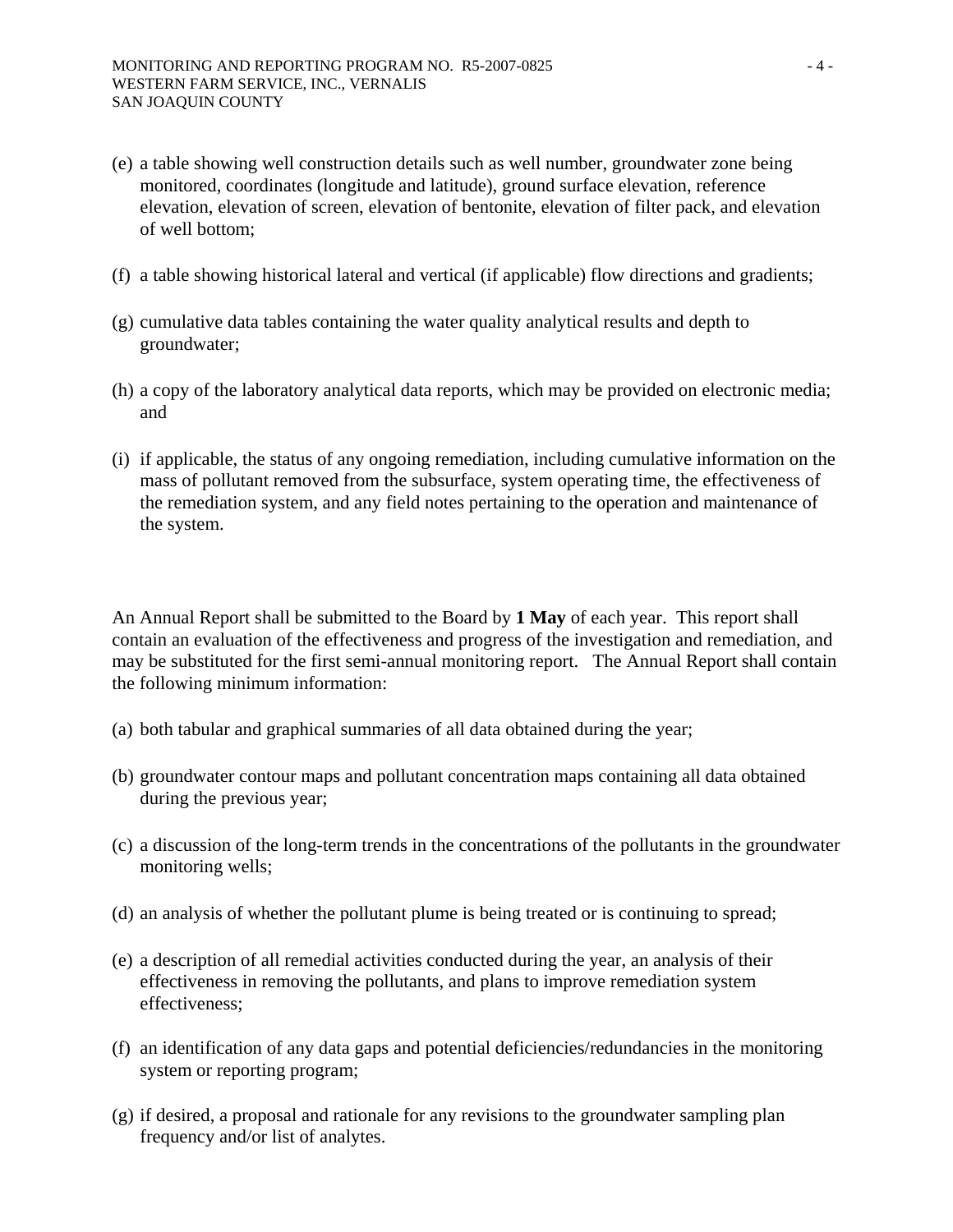(e) a table showing well construction details such as well number, groundwater zone being monitored, coordinates (longitude and latitude), ground surface elevation, reference elevation, elevation of screen, elevation of bentonite, elevation of filter pack, and elevation of well bottom;

(f) a table showing historical lateral and vertical (if applicable) flow directions and gradients;

(g) cumulative data tables containing the water quality analytical results and depth to groundwater;

(h) a copy of the laboratory analytical data reports, which may be provided on electronic media; and

(i) if applicable, the status of any ongoing remediation, including cumulative information on the mass of pollutant removed from the subsurface, system operating time, the effectiveness of the remediation system, and any field notes pertaining to the operation and maintenance of the system.

An Annual Report shall be submitted to the Board by **1 May** of each year. This report shall contain an evaluation of the effectiveness and progress of the investigation and remediation, and may be substituted for the first semi-annual monitoring report. The Annual Report shall contain the following minimum information:

(a) both tabular and graphical summaries of all data obtained during the year;

(b) groundwater contour maps and pollutant concentration maps containing all data obtained during the previous year;

(c) a discussion of the long-term trends in the concentrations of the pollutants in the groundwater monitoring wells;

(d) an analysis of whether the pollutant plume is being treated or is continuing to spread;

(e) a description of all remedial activities conducted during the year, an analysis of their effectiveness in removing the pollutants, and plans to improve remediation system effectiveness;

(f) an identification of any data gaps and potential deficiencies/redundancies in the monitoring system or reporting program;

(g) if desired, a proposal and rationale for any revisions to the groundwater sampling plan frequency and/or list of analytes.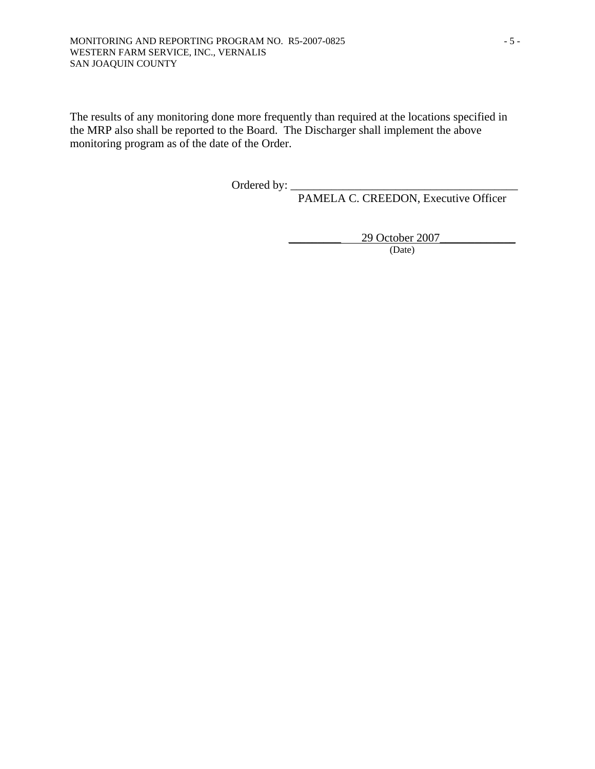The results of any monitoring done more frequently than required at the locations specified in the MRP also shall be reported to the Board. The Discharger shall implement the above monitoring program as of the date of the Order.

Ordered by: _______________________________________
PAMELA C. CREEDON, Executive Officer

29 October 2007
(Date)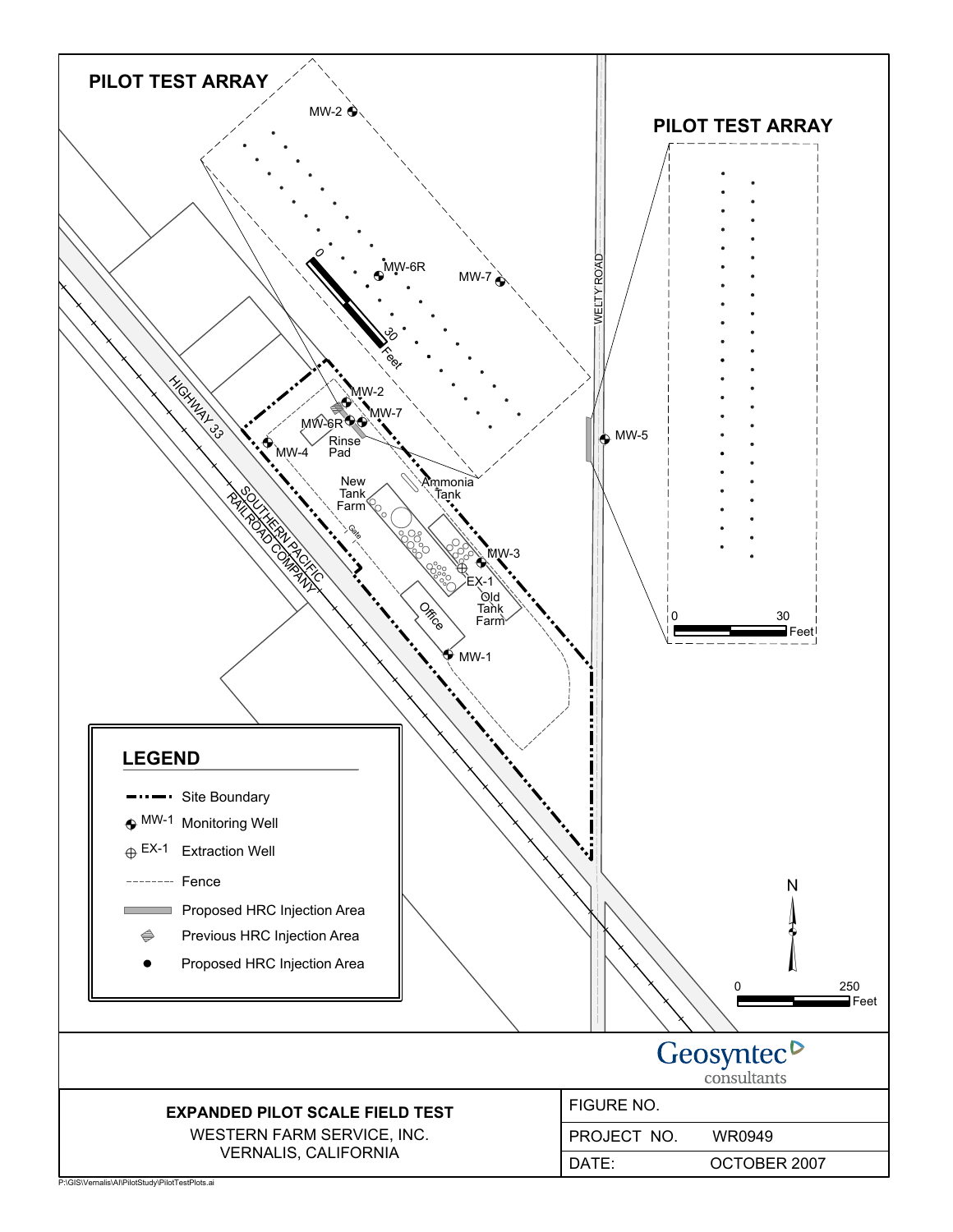PILOT TEST ARRAY

MW-2

MW-6R

MW-7

0

30

Feet

PILOT TEST ARRAY

0

30

Feet

WELTY ROAD

HIGHWAY 33

SOUTHERN PACIFIC RAILROAD COMPANY

MW-2

MW-7

MW-6R

MW-4

Rinse Pad

MW-5

New Tank Farm

Ammonia Tank

Gate

MW-3

EX-1

Old Tank Farm

Office

MW-1

## LEGEND

- Site Boundary
- MW-1 Monitoring Well
- EX-1 Extraction Well
- Fence
- Proposed HRC Injection Area
- Previous HRC Injection Area
- Proposed HRC Injection Area

N

0

250

Feet

Geosyntec consultants

**EXPANDED PILOT SCALE FIELD TEST**

WESTERN FARM SERVICE, INC.
VERNALIS, CALIFORNIA

| | |
|---|---|
| FIGURE NO. | |
| PROJECT NO. | WR0949 |
| DATE: | OCTOBER 2007 |

P:\GIS\Vernalis\AI\PilotStudy\PilotTestPlots.ai